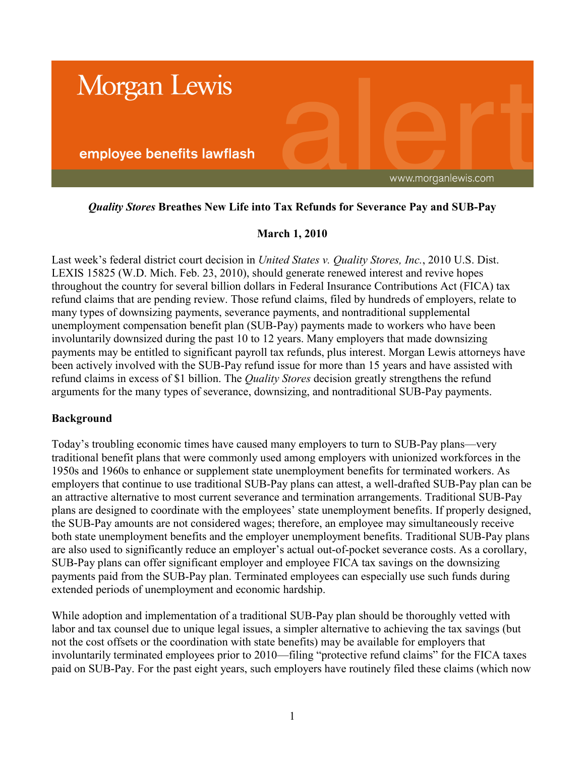Morgan Lewis

employee benefits lawflash

www.morganlewis.com

**_Quality Stores_ Breathes New Life into Tax Refunds for Severance Pay and SUB-Pay**

**March 1, 2010**

Last week's federal district court decision in *United States v. Quality Stores, Inc.*, 2010 U.S. Dist. LEXIS 15825 (W.D. Mich. Feb. 23, 2010), should generate renewed interest and revive hopes throughout the country for several billion dollars in Federal Insurance Contributions Act (FICA) tax refund claims that are pending review. Those refund claims, filed by hundreds of employers, relate to many types of downsizing payments, severance payments, and nontraditional supplemental unemployment compensation benefit plan (SUB-Pay) payments made to workers who have been involuntarily downsized during the past 10 to 12 years. Many employers that made downsizing payments may be entitled to significant payroll tax refunds, plus interest. Morgan Lewis attorneys have been actively involved with the SUB-Pay refund issue for more than 15 years and have assisted with refund claims in excess of $1 billion. The *Quality Stores* decision greatly strengthens the refund arguments for the many types of severance, downsizing, and nontraditional SUB-Pay payments.

**Background**

Today's troubling economic times have caused many employers to turn to SUB-Pay plans—very traditional benefit plans that were commonly used among employers with unionized workforces in the 1950s and 1960s to enhance or supplement state unemployment benefits for terminated workers. As employers that continue to use traditional SUB-Pay plans can attest, a well-drafted SUB-Pay plan can be an attractive alternative to most current severance and termination arrangements. Traditional SUB-Pay plans are designed to coordinate with the employees' state unemployment benefits. If properly designed, the SUB-Pay amounts are not considered wages; therefore, an employee may simultaneously receive both state unemployment benefits and the employer unemployment benefits. Traditional SUB-Pay plans are also used to significantly reduce an employer's actual out-of-pocket severance costs. As a corollary, SUB-Pay plans can offer significant employer and employee FICA tax savings on the downsizing payments paid from the SUB-Pay plan. Terminated employees can especially use such funds during extended periods of unemployment and economic hardship.

While adoption and implementation of a traditional SUB-Pay plan should be thoroughly vetted with labor and tax counsel due to unique legal issues, a simpler alternative to achieving the tax savings (but not the cost offsets or the coordination with state benefits) may be available for employers that involuntarily terminated employees prior to 2010—filing "protective refund claims" for the FICA taxes paid on SUB-Pay. For the past eight years, such employers have routinely filed these claims (which now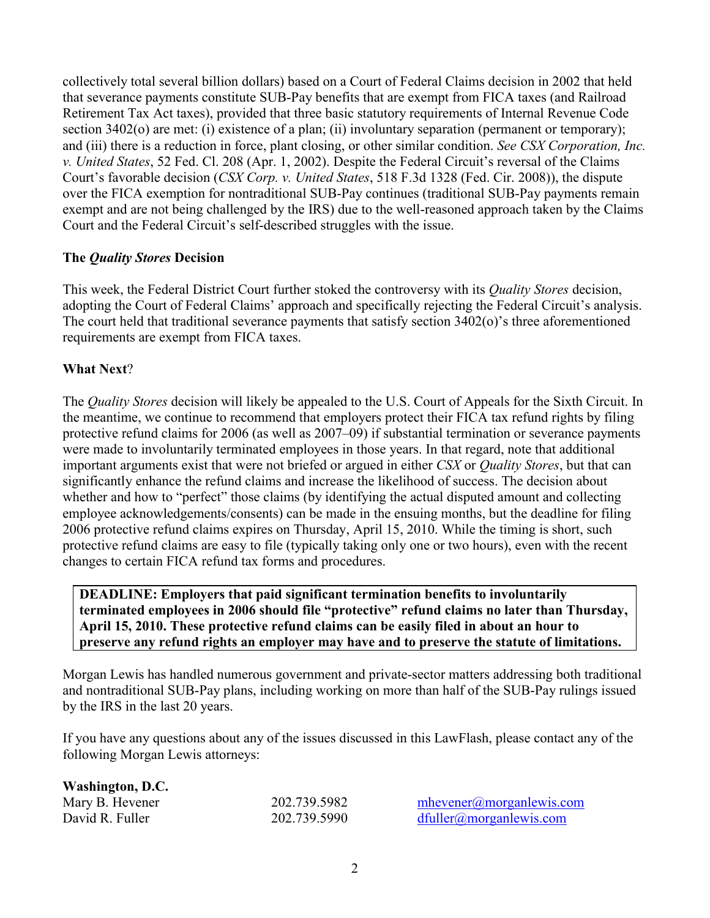collectively total several billion dollars) based on a Court of Federal Claims decision in 2002 that held that severance payments constitute SUB-Pay benefits that are exempt from FICA taxes (and Railroad Retirement Tax Act taxes), provided that three basic statutory requirements of Internal Revenue Code section 3402(o) are met: (i) existence of a plan; (ii) involuntary separation (permanent or temporary); and (iii) there is a reduction in force, plant closing, or other similar condition. *See CSX Corporation, Inc. v. United States*, 52 Fed. Cl. 208 (Apr. 1, 2002). Despite the Federal Circuit's reversal of the Claims Court's favorable decision (*CSX Corp. v. United States*, 518 F.3d 1328 (Fed. Cir. 2008)), the dispute over the FICA exemption for nontraditional SUB-Pay continues (traditional SUB-Pay payments remain exempt and are not being challenged by the IRS) due to the well-reasoned approach taken by the Claims Court and the Federal Circuit's self-described struggles with the issue.

**The *Quality Stores* Decision**

This week, the Federal District Court further stoked the controversy with its *Quality Stores* decision, adopting the Court of Federal Claims' approach and specifically rejecting the Federal Circuit's analysis. The court held that traditional severance payments that satisfy section 3402(o)'s three aforementioned requirements are exempt from FICA taxes.

**What Next**?

The *Quality Stores* decision will likely be appealed to the U.S. Court of Appeals for the Sixth Circuit. In the meantime, we continue to recommend that employers protect their FICA tax refund rights by filing protective refund claims for 2006 (as well as 2007–09) if substantial termination or severance payments were made to involuntarily terminated employees in those years. In that regard, note that additional important arguments exist that were not briefed or argued in either *CSX* or *Quality Stores*, but that can significantly enhance the refund claims and increase the likelihood of success. The decision about whether and how to "perfect" those claims (by identifying the actual disputed amount and collecting employee acknowledgements/consents) can be made in the ensuing months, but the deadline for filing 2006 protective refund claims expires on Thursday, April 15, 2010. While the timing is short, such protective refund claims are easy to file (typically taking only one or two hours), even with the recent changes to certain FICA refund tax forms and procedures.

> **DEADLINE: Employers that paid significant termination benefits to involuntarily terminated employees in 2006 should file "protective" refund claims no later than Thursday, April 15, 2010. These protective refund claims can be easily filed in about an hour to preserve any refund rights an employer may have and to preserve the statute of limitations.**

Morgan Lewis has handled numerous government and private-sector matters addressing both traditional and nontraditional SUB-Pay plans, including working on more than half of the SUB-Pay rulings issued by the IRS in the last 20 years.

If you have any questions about any of the issues discussed in this LawFlash, please contact any of the following Morgan Lewis attorneys:

**Washington, D.C.**

| | | |
|---|---|---|
| Mary B. Hevener | 202.739.5982 | mhevener@morganlewis.com |
| David R. Fuller | 202.739.5990 | dfuller@morganlewis.com |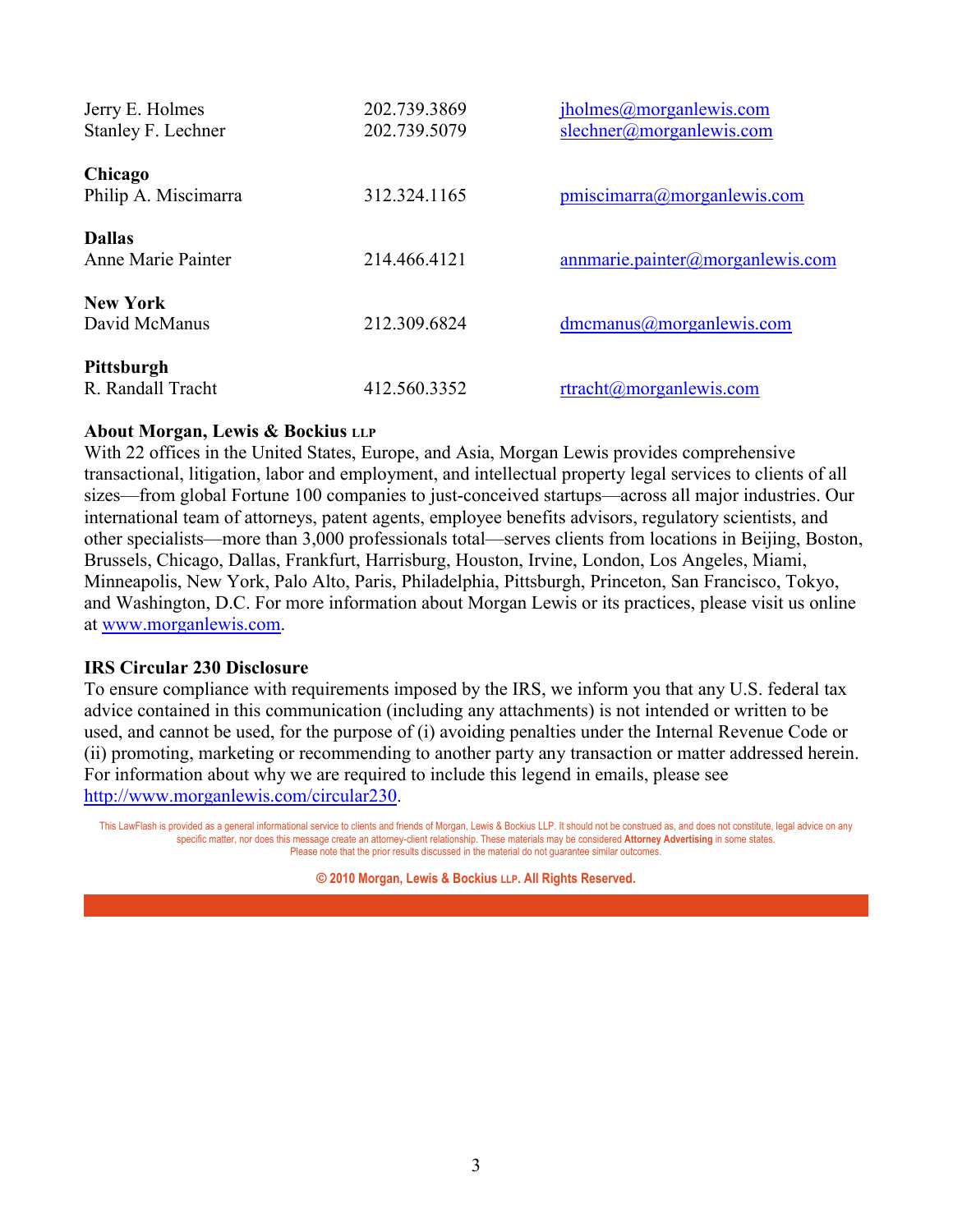| | | |
|---|---|---|
| Jerry E. Holmes | 202.739.3869 | jholmes@morganlewis.com |
| Stanley F. Lechner | 202.739.5079 | slechner@morganlewis.com |
| **Chicago** | | |
| Philip A. Miscimarra | 312.324.1165 | pmiscimarra@morganlewis.com |
| **Dallas** | | |
| Anne Marie Painter | 214.466.4121 | annmarie.painter@morganlewis.com |
| **New York** | | |
| David McManus | 212.309.6824 | dmcmanus@morganlewis.com |
| **Pittsburgh** | | |
| R. Randall Tracht | 412.560.3352 | rtracht@morganlewis.com |

**About Morgan, Lewis & Bockius LLP**

With 22 offices in the United States, Europe, and Asia, Morgan Lewis provides comprehensive transactional, litigation, labor and employment, and intellectual property legal services to clients of all sizes—from global Fortune 100 companies to just-conceived startups—across all major industries. Our international team of attorneys, patent agents, employee benefits advisors, regulatory scientists, and other specialists—more than 3,000 professionals total—serves clients from locations in Beijing, Boston, Brussels, Chicago, Dallas, Frankfurt, Harrisburg, Houston, Irvine, London, Los Angeles, Miami, Minneapolis, New York, Palo Alto, Paris, Philadelphia, Pittsburgh, Princeton, San Francisco, Tokyo, and Washington, D.C. For more information about Morgan Lewis or its practices, please visit us online at www.morganlewis.com.

**IRS Circular 230 Disclosure**

To ensure compliance with requirements imposed by the IRS, we inform you that any U.S. federal tax advice contained in this communication (including any attachments) is not intended or written to be used, and cannot be used, for the purpose of (i) avoiding penalties under the Internal Revenue Code or (ii) promoting, marketing or recommending to another party any transaction or matter addressed herein. For information about why we are required to include this legend in emails, please see http://www.morganlewis.com/circular230.

This LawFlash is provided as a general informational service to clients and friends of Morgan, Lewis & Bockius LLP. It should not be construed as, and does not constitute, legal advice on any specific matter, nor does this message create an attorney-client relationship. These materials may be considered **Attorney Advertising** in some states. Please note that the prior results discussed in the material do not guarantee similar outcomes.

**© 2010 Morgan, Lewis & Bockius LLP. All Rights Reserved.**